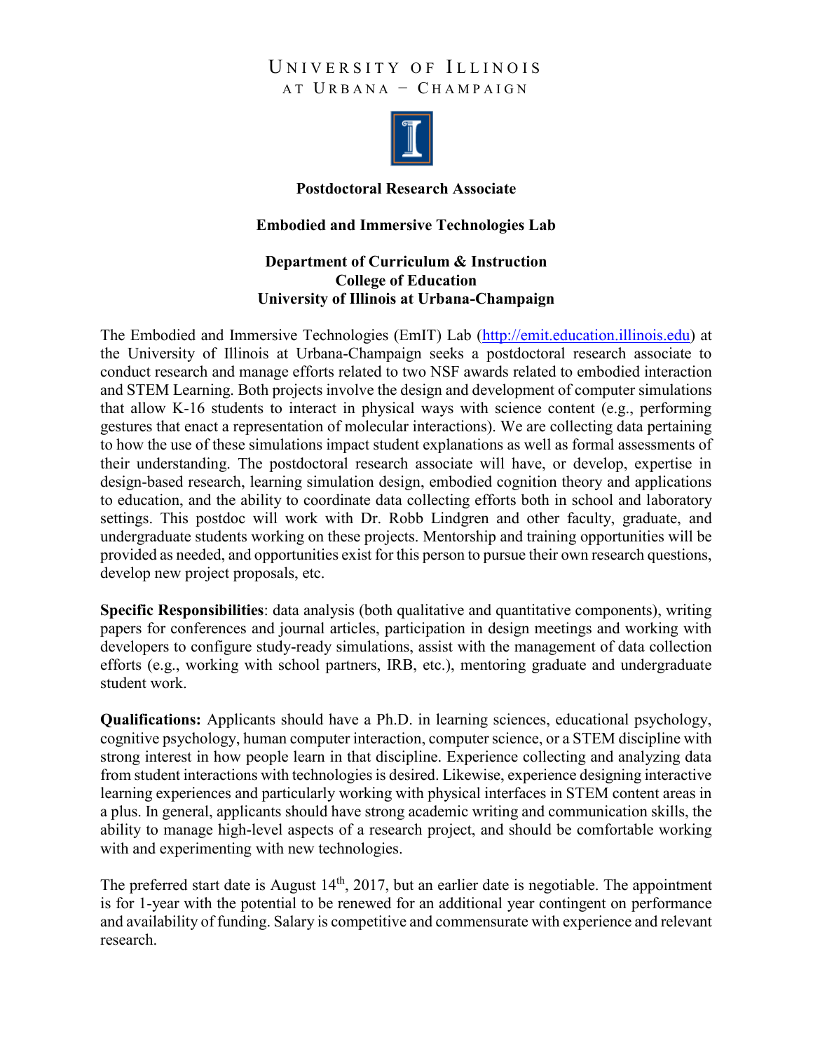# University of Illinois
## at Urbana – Champaign

**Postdoctoral Research Associate**

**Embodied and Immersive Technologies Lab**

**Department of Curriculum & Instruction**
**College of Education**
**University of Illinois at Urbana-Champaign**

The Embodied and Immersive Technologies (EmIT) Lab (http://emit.education.illinois.edu) at the University of Illinois at Urbana-Champaign seeks a postdoctoral research associate to conduct research and manage efforts related to two NSF awards related to embodied interaction and STEM Learning. Both projects involve the design and development of computer simulations that allow K-16 students to interact in physical ways with science content (e.g., performing gestures that enact a representation of molecular interactions). We are collecting data pertaining to how the use of these simulations impact student explanations as well as formal assessments of their understanding. The postdoctoral research associate will have, or develop, expertise in design-based research, learning simulation design, embodied cognition theory and applications to education, and the ability to coordinate data collecting efforts both in school and laboratory settings. This postdoc will work with Dr. Robb Lindgren and other faculty, graduate, and undergraduate students working on these projects. Mentorship and training opportunities will be provided as needed, and opportunities exist for this person to pursue their own research questions, develop new project proposals, etc.

**Specific Responsibilities**: data analysis (both qualitative and quantitative components), writing papers for conferences and journal articles, participation in design meetings and working with developers to configure study-ready simulations, assist with the management of data collection efforts (e.g., working with school partners, IRB, etc.), mentoring graduate and undergraduate student work.

**Qualifications:** Applicants should have a Ph.D. in learning sciences, educational psychology, cognitive psychology, human computer interaction, computer science, or a STEM discipline with strong interest in how people learn in that discipline. Experience collecting and analyzing data from student interactions with technologies is desired. Likewise, experience designing interactive learning experiences and particularly working with physical interfaces in STEM content areas in a plus. In general, applicants should have strong academic writing and communication skills, the ability to manage high-level aspects of a research project, and should be comfortable working with and experimenting with new technologies.

The preferred start date is August 14th, 2017, but an earlier date is negotiable. The appointment is for 1-year with the potential to be renewed for an additional year contingent on performance and availability of funding. Salary is competitive and commensurate with experience and relevant research.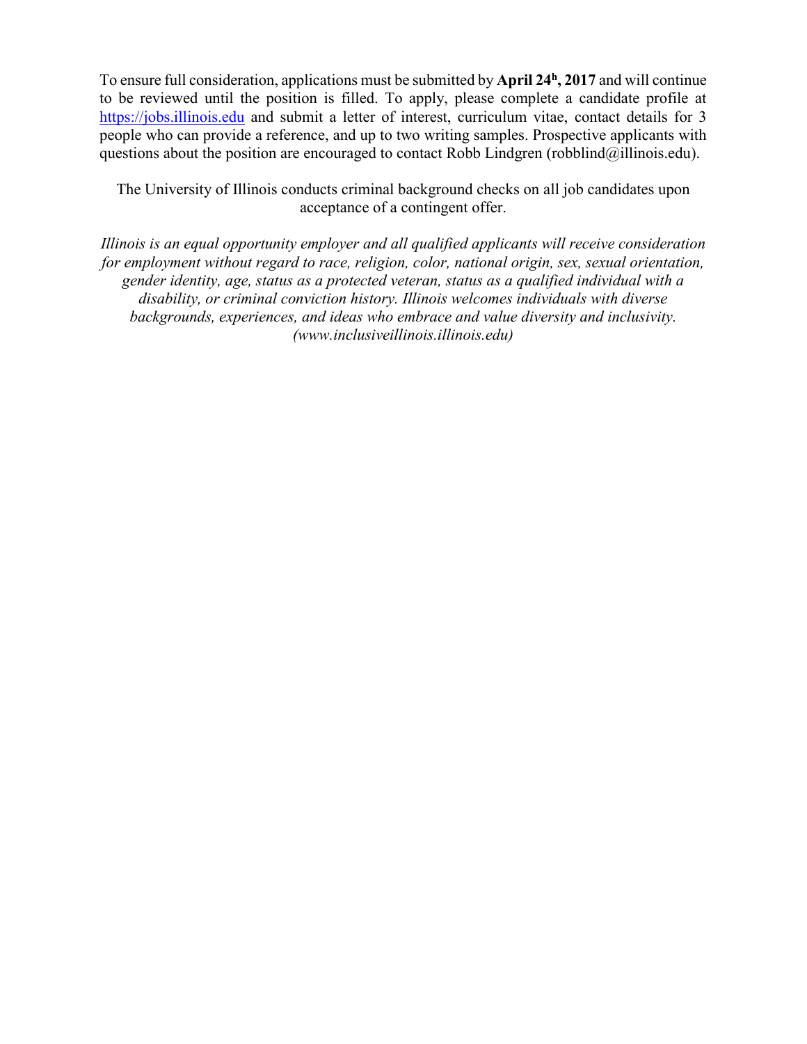To ensure full consideration, applications must be submitted by **April 24h, 2017** and will continue to be reviewed until the position is filled. To apply, please complete a candidate profile at https://jobs.illinois.edu and submit a letter of interest, curriculum vitae, contact details for 3 people who can provide a reference, and up to two writing samples. Prospective applicants with questions about the position are encouraged to contact Robb Lindgren (robblind@illinois.edu).

The University of Illinois conducts criminal background checks on all job candidates upon acceptance of a contingent offer.

*Illinois is an equal opportunity employer and all qualified applicants will receive consideration for employment without regard to race, religion, color, national origin, sex, sexual orientation, gender identity, age, status as a protected veteran, status as a qualified individual with a disability, or criminal conviction history. Illinois welcomes individuals with diverse backgrounds, experiences, and ideas who embrace and value diversity and inclusivity. (www.inclusiveillinois.illinois.edu)*